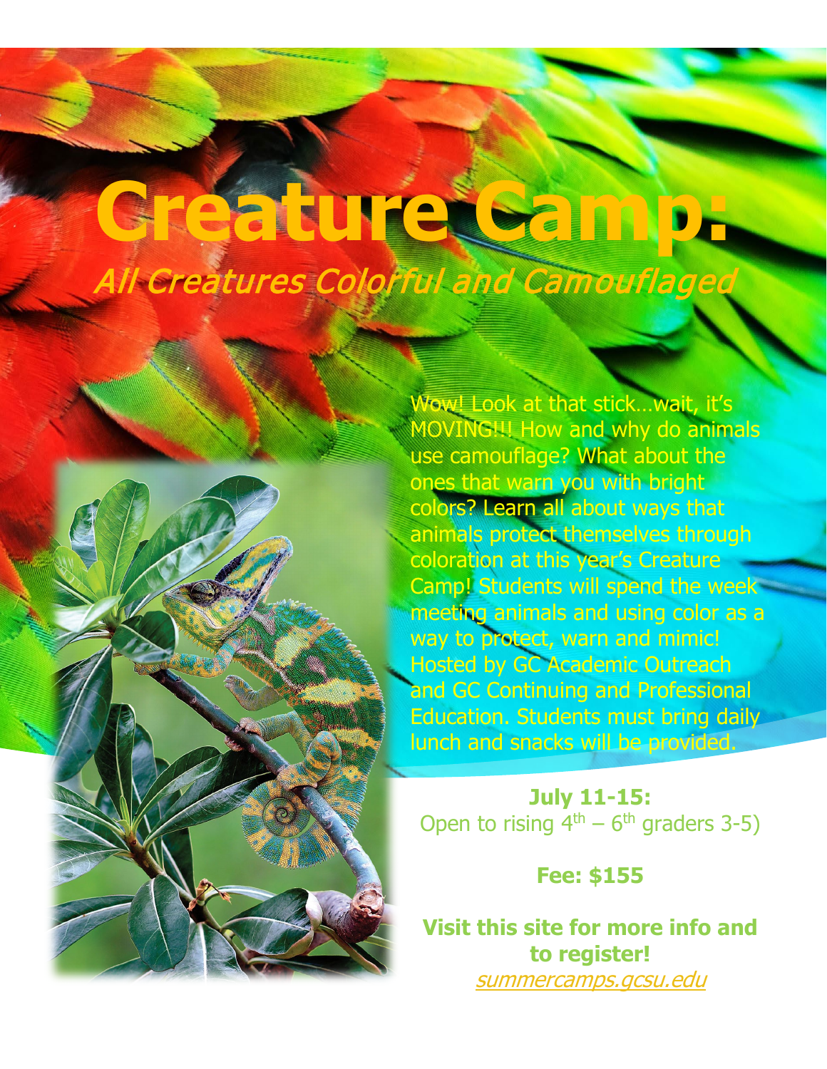# Creature Camp:

*All Creatures Colorful and Camouflaged*

Wow! Look at that stick…wait, it's MOVING!!! How and why do animals use camouflage? What about the ones that warn you with bright colors? Learn all about ways that animals protect themselves through coloration at this year's Creature Camp! Students will spend the week meeting animals and using color as a way to protect, warn and mimic! Hosted by GC Academic Outreach and GC Continuing and Professional Education. Students must bring daily lunch and snacks will be provided.

**July 11-15:**
Open to rising 4th – 6th graders 3-5)

**Fee: $155**

**Visit this site for more info and to register!**
*summercamps.gcsu.edu*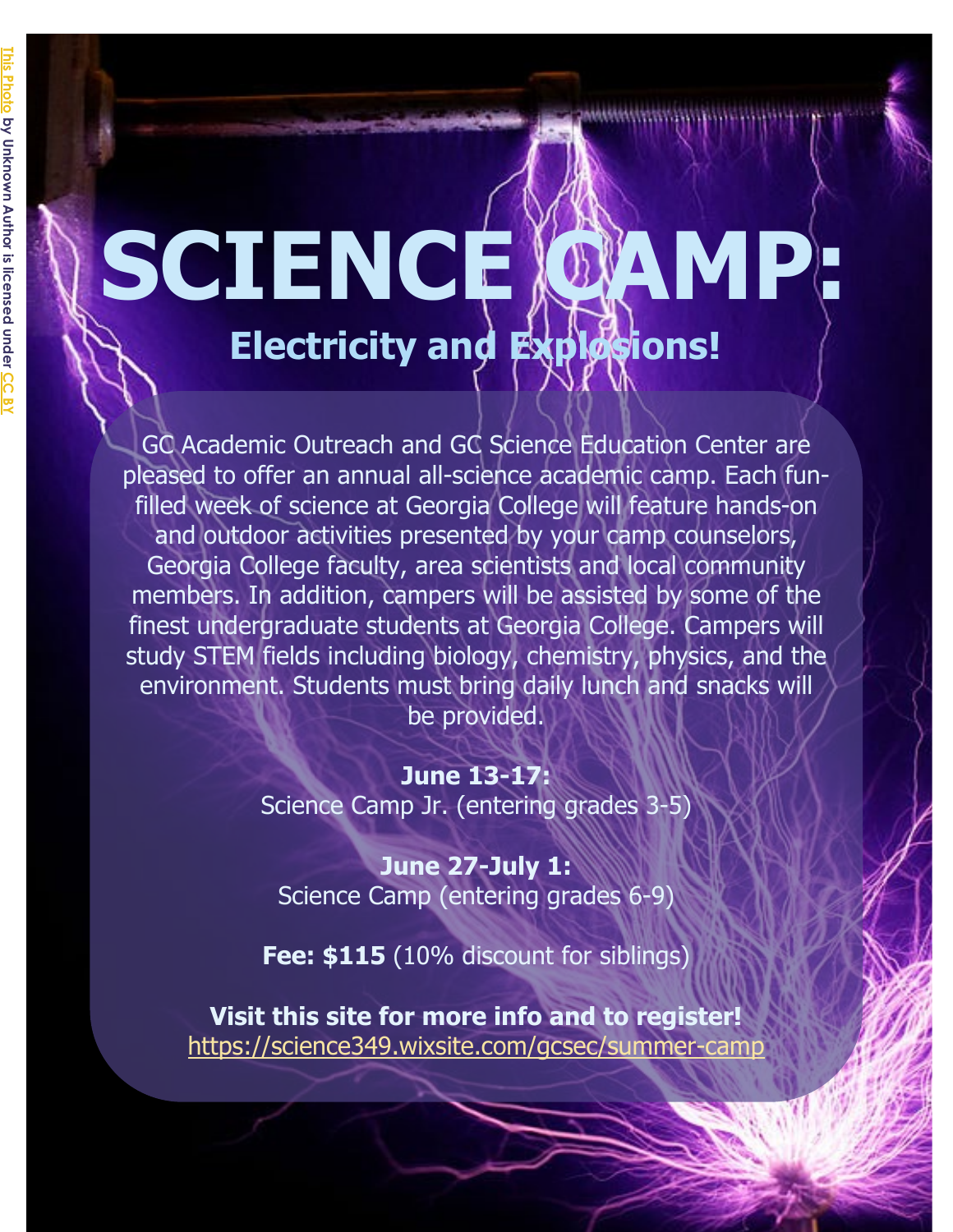This Photo by Unknown Author is licensed under CC BY

# SCIENCE CAMP:

## Electricity and Explosions!

GC Academic Outreach and GC Science Education Center are pleased to offer an annual all-science academic camp. Each fun-filled week of science at Georgia College will feature hands-on and outdoor activities presented by your camp counselors, Georgia College faculty, area scientists and local community members. In addition, campers will be assisted by some of the finest undergraduate students at Georgia College. Campers will study STEM fields including biology, chemistry, physics, and the environment. Students must bring daily lunch and snacks will be provided.

**June 13-17:**
Science Camp Jr. (entering grades 3-5)

**June 27-July 1:**
Science Camp (entering grades 6-9)

**Fee: $115** (10% discount for siblings)

**Visit this site for more info and to register!**
https://science349.wixsite.com/gcsec/summer-camp